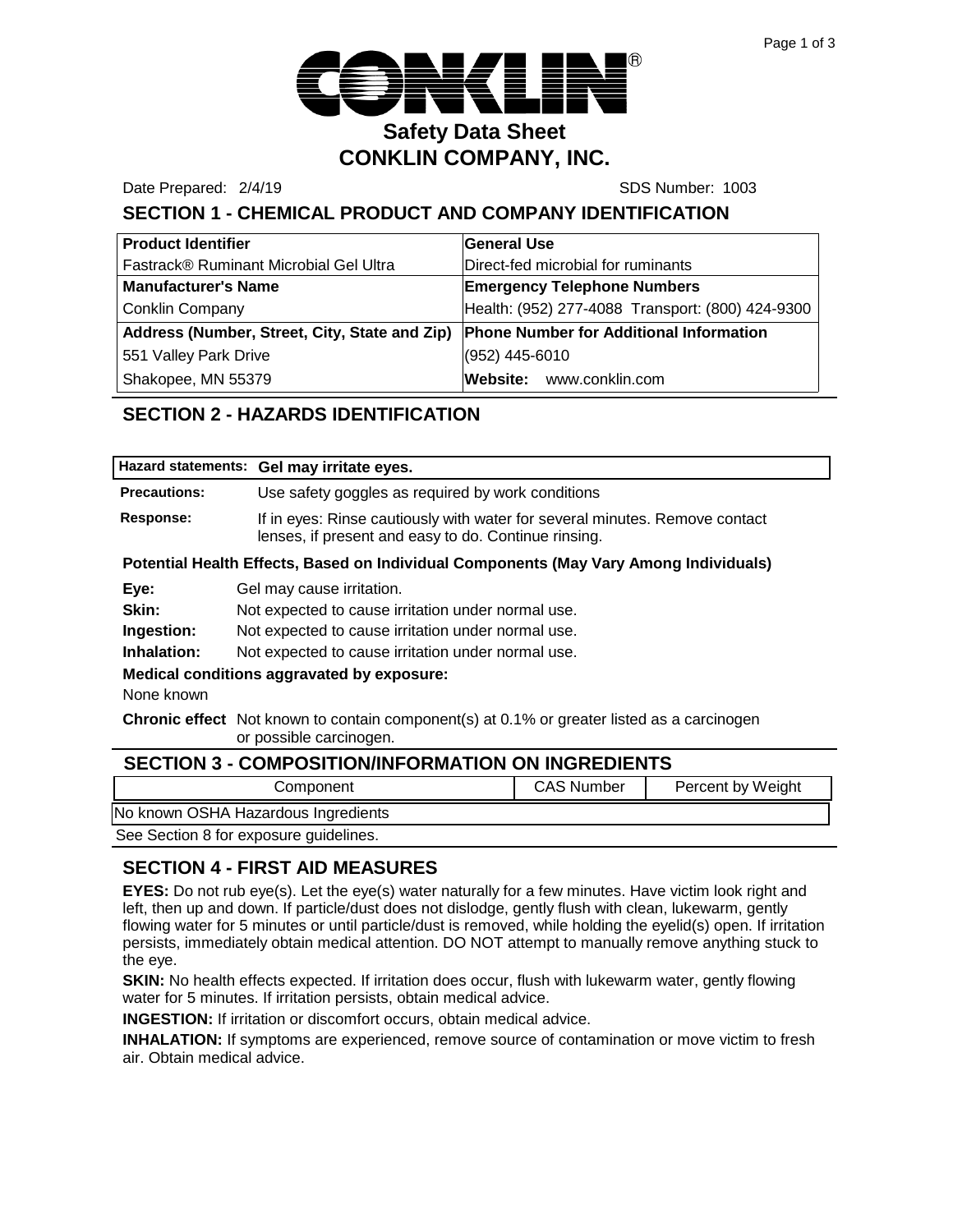# CONKLIN®

## Safety Data Sheet
## CONKLIN COMPANY, INC.

Date Prepared: 2/4/19 SDS Number: 1003

## SECTION 1 - CHEMICAL PRODUCT AND COMPANY IDENTIFICATION

| **Product Identifier** | **General Use** |
|---|---|
| Fastrack® Ruminant Microbial Gel Ultra | Direct-fed microbial for ruminants |
| **Manufacturer's Name** | **Emergency Telephone Numbers** |
| Conklin Company | Health: (952) 277-4088 Transport: (800) 424-9300 |
| **Address (Number, Street, City, State and Zip)** | **Phone Number for Additional Information** |
| 551 Valley Park Drive | (952) 445-6010 |
| Shakopee, MN 55379 | **Website:** www.conklin.com |

## SECTION 2 - HAZARDS IDENTIFICATION

**Hazard statements:** **Gel may irritate eyes.**

**Precautions:** Use safety goggles as required by work conditions

**Response:** If in eyes: Rinse cautiously with water for several minutes. Remove contact lenses, if present and easy to do. Continue rinsing.

**Potential Health Effects, Based on Individual Components (May Vary Among Individuals)**

**Eye:** Gel may cause irritation.

**Skin:** Not expected to cause irritation under normal use.

**Ingestion:** Not expected to cause irritation under normal use.

**Inhalation:** Not expected to cause irritation under normal use.

**Medical conditions aggravated by exposure:**

None known

**Chronic effect** Not known to contain component(s) at 0.1% or greater listed as a carcinogen or possible carcinogen.

## SECTION 3 - COMPOSITION/INFORMATION ON INGREDIENTS

| Component | CAS Number | Percent by Weight |
|---|---|---|
| No known OSHA Hazardous Ingredients | | |

See Section 8 for exposure guidelines.

## SECTION 4 - FIRST AID MEASURES

**EYES:** Do not rub eye(s). Let the eye(s) water naturally for a few minutes. Have victim look right and left, then up and down. If particle/dust does not dislodge, gently flush with clean, lukewarm, gently flowing water for 5 minutes or until particle/dust is removed, while holding the eyelid(s) open. If irritation persists, immediately obtain medical attention. DO NOT attempt to manually remove anything stuck to the eye.

**SKIN:** No health effects expected. If irritation does occur, flush with lukewarm water, gently flowing water for 5 minutes. If irritation persists, obtain medical advice.

**INGESTION:** If irritation or discomfort occurs, obtain medical advice.

**INHALATION:** If symptoms are experienced, remove source of contamination or move victim to fresh air. Obtain medical advice.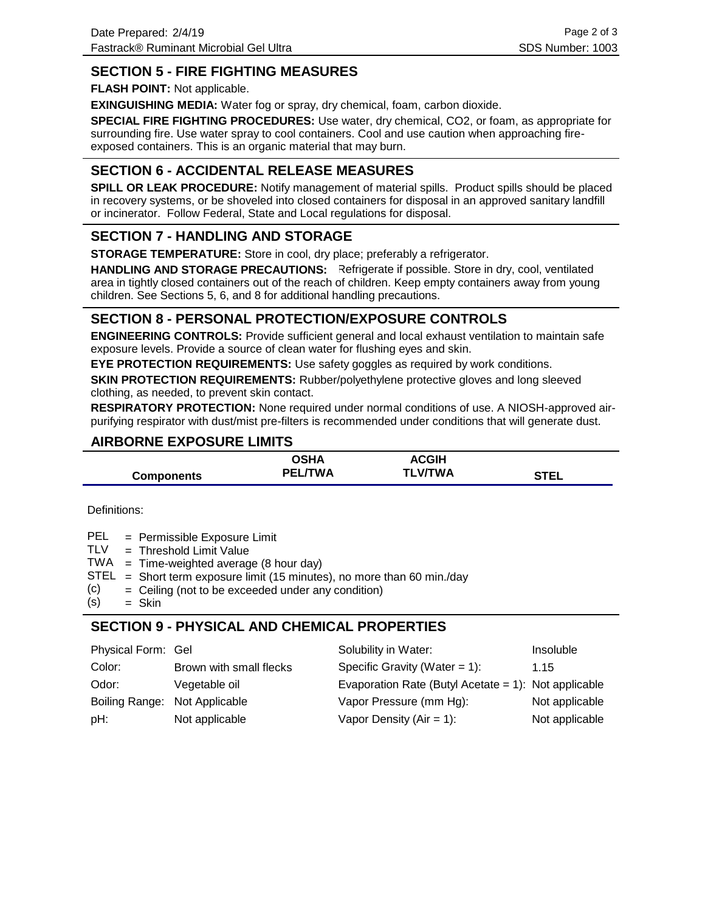## SECTION 5 - FIRE FIGHTING MEASURES

**FLASH POINT:** Not applicable.

**EXINGUISHING MEDIA:** Water fog or spray, dry chemical, foam, carbon dioxide.

**SPECIAL FIRE FIGHTING PROCEDURES:** Use water, dry chemical, CO2, or foam, as appropriate for surrounding fire. Use water spray to cool containers. Cool and use caution when approaching fire-exposed containers. This is an organic material that may burn.

## SECTION 6 - ACCIDENTAL RELEASE MEASURES

**SPILL OR LEAK PROCEDURE:** Notify management of material spills. Product spills should be placed in recovery systems, or be shoveled into closed containers for disposal in an approved sanitary landfill or incinerator. Follow Federal, State and Local regulations for disposal.

## SECTION 7 - HANDLING AND STORAGE

**STORAGE TEMPERATURE:** Store in cool, dry place; preferably a refrigerator.

**HANDLING AND STORAGE PRECAUTIONS:** Refrigerate if possible. Store in dry, cool, ventilated area in tightly closed containers out of the reach of children. Keep empty containers away from young children. See Sections 5, 6, and 8 for additional handling precautions.

## SECTION 8 - PERSONAL PROTECTION/EXPOSURE CONTROLS

**ENGINEERING CONTROLS:** Provide sufficient general and local exhaust ventilation to maintain safe exposure levels. Provide a source of clean water for flushing eyes and skin.

**EYE PROTECTION REQUIREMENTS:** Use safety goggles as required by work conditions.

**SKIN PROTECTION REQUIREMENTS:** Rubber/polyethylene protective gloves and long sleeved clothing, as needed, to prevent skin contact.

**RESPIRATORY PROTECTION:** None required under normal conditions of use. A NIOSH-approved air-purifying respirator with dust/mist pre-filters is recommended under conditions that will generate dust.

## AIRBORNE EXPOSURE LIMITS

| Components | OSHA PEL/TWA | ACGIH TLV/TWA | STEL |
|---|---|---|---|

Definitions:

PEL = Permissible Exposure Limit
TLV = Threshold Limit Value
TWA = Time-weighted average (8 hour day)
STEL = Short term exposure limit (15 minutes), no more than 60 min./day
(c) = Ceiling (not to be exceeded under any condition)
(s) = Skin

## SECTION 9 - PHYSICAL AND CHEMICAL PROPERTIES

| | | | |
|---|---|---|---|
| Physical Form: | Gel | Solubility in Water: | Insoluble |
| Color: | Brown with small flecks | Specific Gravity (Water = 1): | 1.15 |
| Odor: | Vegetable oil | Evaporation Rate (Butyl Acetate = 1): | Not applicable |
| Boiling Range: | Not Applicable | Vapor Pressure (mm Hg): | Not applicable |
| pH: | Not applicable | Vapor Density (Air = 1): | Not applicable |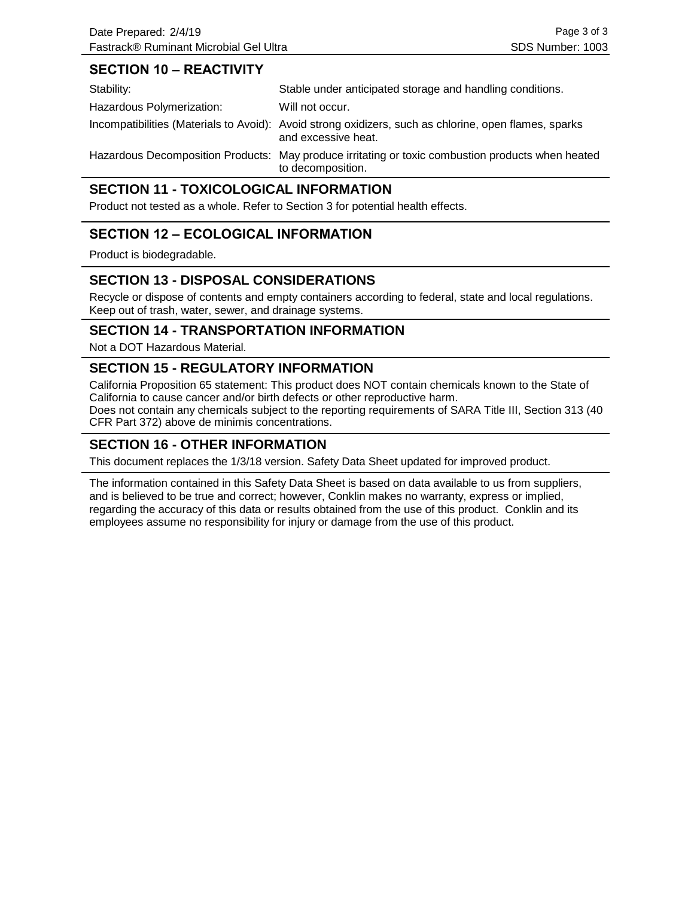## SECTION 10 – REACTIVITY

| | |
|---|---|
| Stability: | Stable under anticipated storage and handling conditions. |
| Hazardous Polymerization: | Will not occur. |
| Incompatibilities (Materials to Avoid): | Avoid strong oxidizers, such as chlorine, open flames, sparks and excessive heat. |
| Hazardous Decomposition Products: | May produce irritating or toxic combustion products when heated to decomposition. |

## SECTION 11 - TOXICOLOGICAL INFORMATION

Product not tested as a whole. Refer to Section 3 for potential health effects.

## SECTION 12 – ECOLOGICAL INFORMATION

Product is biodegradable.

## SECTION 13 - DISPOSAL CONSIDERATIONS

Recycle or dispose of contents and empty containers according to federal, state and local regulations. Keep out of trash, water, sewer, and drainage systems.

## SECTION 14 - TRANSPORTATION INFORMATION

Not a DOT Hazardous Material.

## SECTION 15 - REGULATORY INFORMATION

California Proposition 65 statement: This product does NOT contain chemicals known to the State of California to cause cancer and/or birth defects or other reproductive harm.
Does not contain any chemicals subject to the reporting requirements of SARA Title III, Section 313 (40 CFR Part 372) above de minimis concentrations.

## SECTION 16 - OTHER INFORMATION

This document replaces the 1/3/18 version. Safety Data Sheet updated for improved product.

The information contained in this Safety Data Sheet is based on data available to us from suppliers, and is believed to be true and correct; however, Conklin makes no warranty, express or implied, regarding the accuracy of this data or results obtained from the use of this product. Conklin and its employees assume no responsibility for injury or damage from the use of this product.